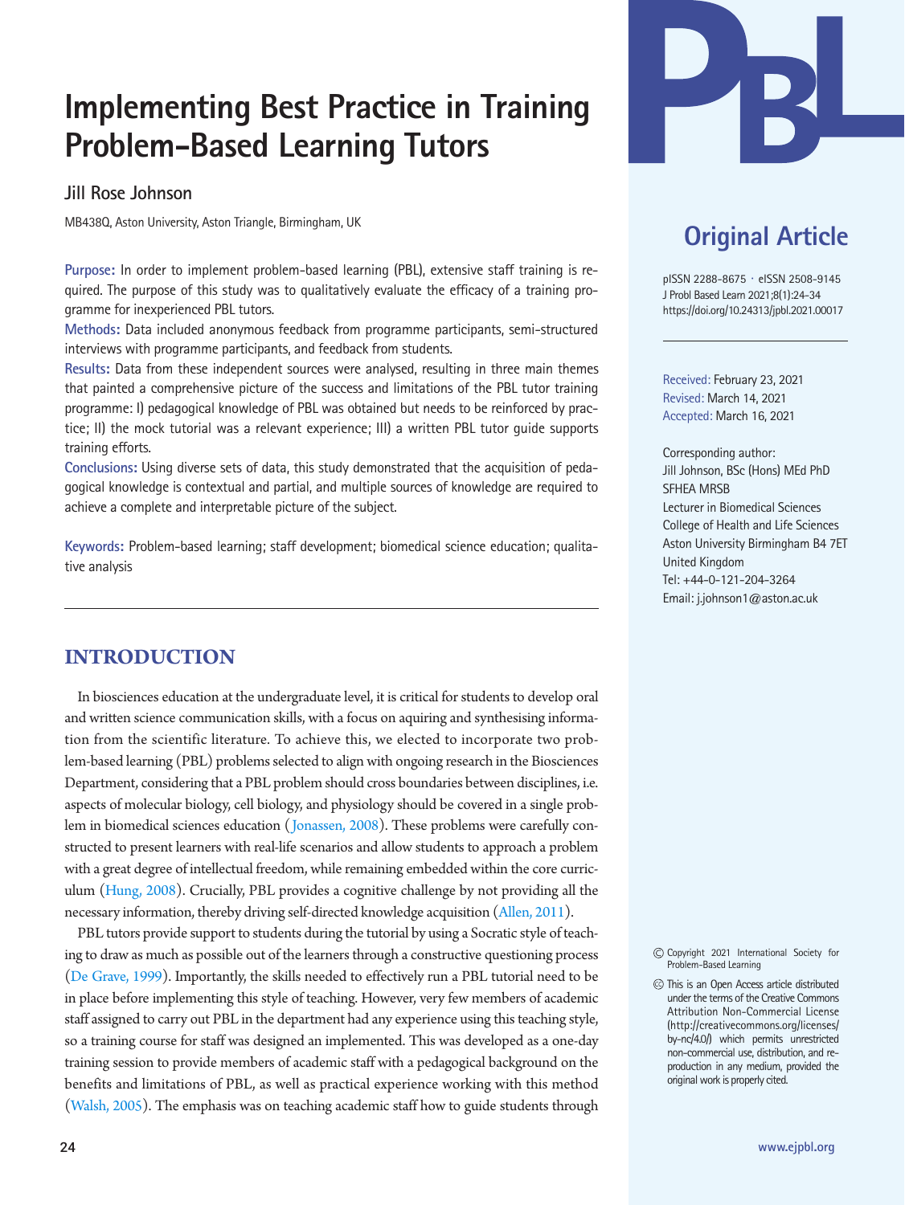# Implementing Best Practice in Training Problem-Based Learning Tutors

Jill Rose Johnson

MB438Q, Aston University, Aston Triangle, Birmingham, UK

**Purpose:** In order to implement problem-based learning (PBL), extensive staff training is required. The purpose of this study was to qualitatively evaluate the efficacy of a training programme for inexperienced PBL tutors.

**Methods:** Data included anonymous feedback from programme participants, semi-structured interviews with programme participants, and feedback from students.

**Results:** Data from these independent sources were analysed, resulting in three main themes that painted a comprehensive picture of the success and limitations of the PBL tutor training programme: I) pedagogical knowledge of PBL was obtained but needs to be reinforced by practice; II) the mock tutorial was a relevant experience; III) a written PBL tutor guide supports training efforts.

**Conclusions:** Using diverse sets of data, this study demonstrated that the acquisition of pedagogical knowledge is contextual and partial, and multiple sources of knowledge are required to achieve a complete and interpretable picture of the subject.

**Keywords:** Problem-based learning; staff development; biomedical science education; qualitative analysis

## Original Article

pISSN 2288-8675 · eISSN 2508-9145
J Probl Based Learn 2021;8(1):24-34
https://doi.org/10.24313/jpbl.2021.00017

Received: February 23, 2021
Revised: March 14, 2021
Accepted: March 16, 2021

Corresponding author:
Jill Johnson, BSc (Hons) MEd PhD SFHEA MRSB
Lecturer in Biomedical Sciences
College of Health and Life Sciences
Aston University Birmingham B4 7ET
United Kingdom
Tel: +44-0-121-204-3264
Email: j.johnson1@aston.ac.uk

© Copyright 2021 International Society for Problem-Based Learning

This is an Open Access article distributed under the terms of the Creative Commons Attribution Non-Commercial License (http://creativecommons.org/licenses/by-nc/4.0/) which permits unrestricted non-commercial use, distribution, and reproduction in any medium, provided the original work is properly cited.

## INTRODUCTION

In biosciences education at the undergraduate level, it is critical for students to develop oral and written science communication skills, with a focus on aquiring and synthesising information from the scientific literature. To achieve this, we elected to incorporate two problem-based learning (PBL) problems selected to align with ongoing research in the Biosciences Department, considering that a PBL problem should cross boundaries between disciplines, i.e. aspects of molecular biology, cell biology, and physiology should be covered in a single problem in biomedical sciences education (Jonassen, 2008). These problems were carefully constructed to present learners with real-life scenarios and allow students to approach a problem with a great degree of intellectual freedom, while remaining embedded within the core curriculum (Hung, 2008). Crucially, PBL provides a cognitive challenge by not providing all the necessary information, thereby driving self-directed knowledge acquisition (Allen, 2011).

PBL tutors provide support to students during the tutorial by using a Socratic style of teaching to draw as much as possible out of the learners through a constructive questioning process (De Grave, 1999). Importantly, the skills needed to effectively run a PBL tutorial need to be in place before implementing this style of teaching. However, very few members of academic staff assigned to carry out PBL in the department had any experience using this teaching style, so a training course for staff was designed an implemented. This was developed as a one-day training session to provide members of academic staff with a pedagogical background on the benefits and limitations of PBL, as well as practical experience working with this method (Walsh, 2005). The emphasis was on teaching academic staff how to guide students through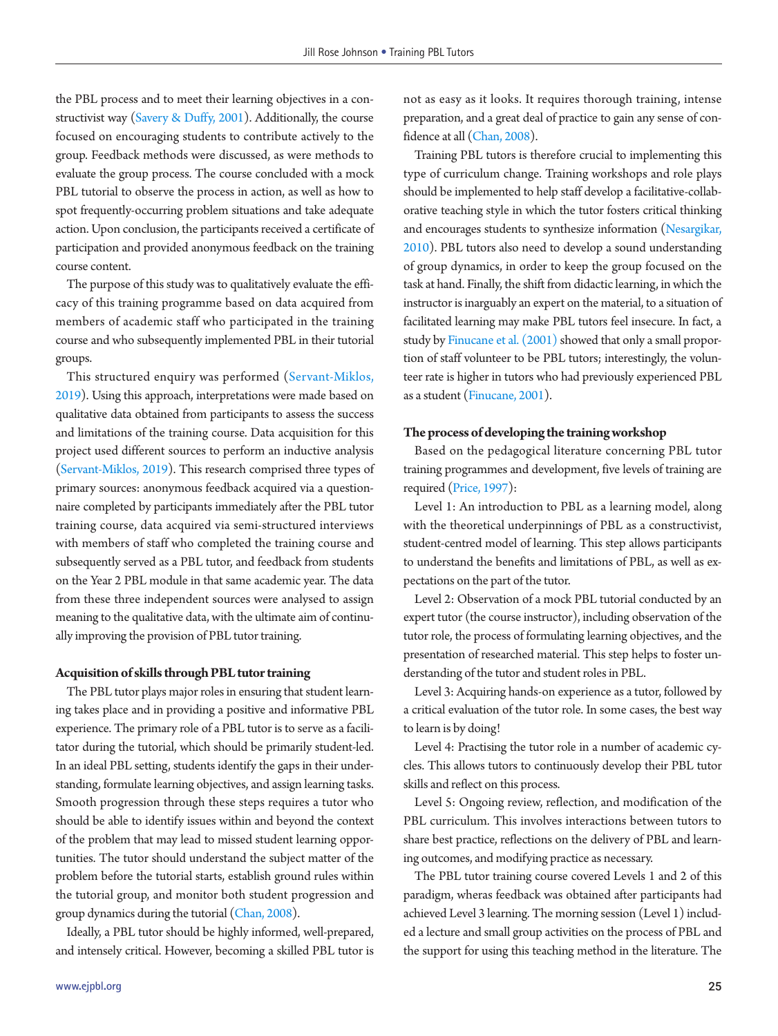the PBL process and to meet their learning objectives in a constructivist way (Savery & Duffy, 2001). Additionally, the course focused on encouraging students to contribute actively to the group. Feedback methods were discussed, as were methods to evaluate the group process. The course concluded with a mock PBL tutorial to observe the process in action, as well as how to spot frequently-occurring problem situations and take adequate action. Upon conclusion, the participants received a certificate of participation and provided anonymous feedback on the training course content.

The purpose of this study was to qualitatively evaluate the efficacy of this training programme based on data acquired from members of academic staff who participated in the training course and who subsequently implemented PBL in their tutorial groups.

This structured enquiry was performed (Servant-Miklos, 2019). Using this approach, interpretations were made based on qualitative data obtained from participants to assess the success and limitations of the training course. Data acquisition for this project used different sources to perform an inductive analysis (Servant-Miklos, 2019). This research comprised three types of primary sources: anonymous feedback acquired via a questionnaire completed by participants immediately after the PBL tutor training course, data acquired via semi-structured interviews with members of staff who completed the training course and subsequently served as a PBL tutor, and feedback from students on the Year 2 PBL module in that same academic year. The data from these three independent sources were analysed to assign meaning to the qualitative data, with the ultimate aim of continually improving the provision of PBL tutor training.

### Acquisition of skills through PBL tutor training

The PBL tutor plays major roles in ensuring that student learning takes place and in providing a positive and informative PBL experience. The primary role of a PBL tutor is to serve as a facilitator during the tutorial, which should be primarily student-led. In an ideal PBL setting, students identify the gaps in their understanding, formulate learning objectives, and assign learning tasks. Smooth progression through these steps requires a tutor who should be able to identify issues within and beyond the context of the problem that may lead to missed student learning opportunities. The tutor should understand the subject matter of the problem before the tutorial starts, establish ground rules within the tutorial group, and monitor both student progression and group dynamics during the tutorial (Chan, 2008).

Ideally, a PBL tutor should be highly informed, well-prepared, and intensely critical. However, becoming a skilled PBL tutor is not as easy as it looks. It requires thorough training, intense preparation, and a great deal of practice to gain any sense of confidence at all (Chan, 2008).

Training PBL tutors is therefore crucial to implementing this type of curriculum change. Training workshops and role plays should be implemented to help staff develop a facilitative-collaborative teaching style in which the tutor fosters critical thinking and encourages students to synthesize information (Nesargikar, 2010). PBL tutors also need to develop a sound understanding of group dynamics, in order to keep the group focused on the task at hand. Finally, the shift from didactic learning, in which the instructor is inarguably an expert on the material, to a situation of facilitated learning may make PBL tutors feel insecure. In fact, a study by Finucane et al. (2001) showed that only a small proportion of staff volunteer to be PBL tutors; interestingly, the volunteer rate is higher in tutors who had previously experienced PBL as a student (Finucane, 2001).

### The process of developing the training workshop

Based on the pedagogical literature concerning PBL tutor training programmes and development, five levels of training are required (Price, 1997):

Level 1: An introduction to PBL as a learning model, along with the theoretical underpinnings of PBL as a constructivist, student-centred model of learning. This step allows participants to understand the benefits and limitations of PBL, as well as expectations on the part of the tutor.

Level 2: Observation of a mock PBL tutorial conducted by an expert tutor (the course instructor), including observation of the tutor role, the process of formulating learning objectives, and the presentation of researched material. This step helps to foster understanding of the tutor and student roles in PBL.

Level 3: Acquiring hands-on experience as a tutor, followed by a critical evaluation of the tutor role. In some cases, the best way to learn is by doing!

Level 4: Practising the tutor role in a number of academic cycles. This allows tutors to continuously develop their PBL tutor skills and reflect on this process.

Level 5: Ongoing review, reflection, and modification of the PBL curriculum. This involves interactions between tutors to share best practice, reflections on the delivery of PBL and learning outcomes, and modifying practice as necessary.

The PBL tutor training course covered Levels 1 and 2 of this paradigm, wheras feedback was obtained after participants had achieved Level 3 learning. The morning session (Level 1) included a lecture and small group activities on the process of PBL and the support for using this teaching method in the literature. The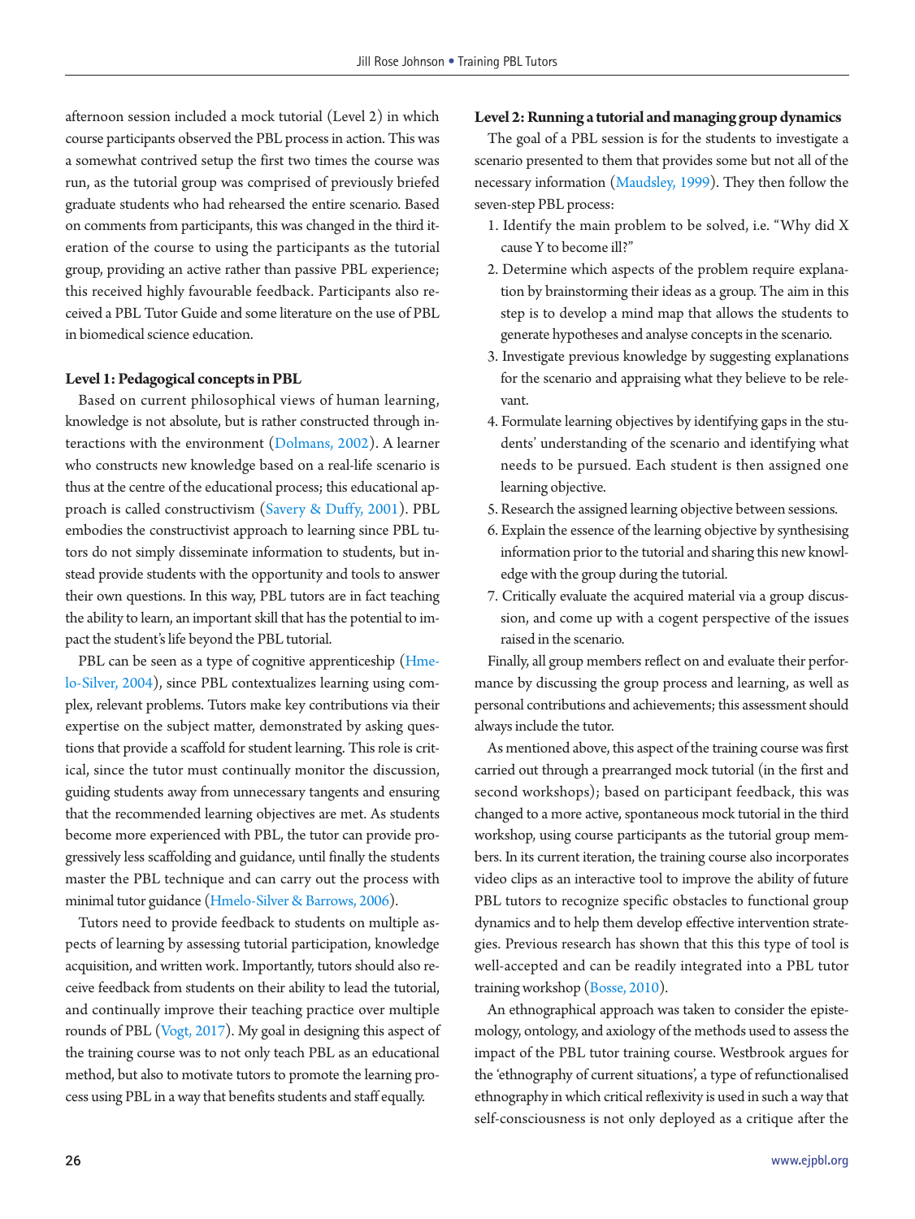afternoon session included a mock tutorial (Level 2) in which course participants observed the PBL process in action. This was a somewhat contrived setup the first two times the course was run, as the tutorial group was comprised of previously briefed graduate students who had rehearsed the entire scenario. Based on comments from participants, this was changed in the third iteration of the course to using the participants as the tutorial group, providing an active rather than passive PBL experience; this received highly favourable feedback. Participants also received a PBL Tutor Guide and some literature on the use of PBL in biomedical science education.

### Level 1: Pedagogical concepts in PBL

Based on current philosophical views of human learning, knowledge is not absolute, but is rather constructed through interactions with the environment (Dolmans, 2002). A learner who constructs new knowledge based on a real-life scenario is thus at the centre of the educational process; this educational approach is called constructivism (Savery & Duffy, 2001). PBL embodies the constructivist approach to learning since PBL tutors do not simply disseminate information to students, but instead provide students with the opportunity and tools to answer their own questions. In this way, PBL tutors are in fact teaching the ability to learn, an important skill that has the potential to impact the student's life beyond the PBL tutorial.

PBL can be seen as a type of cognitive apprenticeship (Hmelo-Silver, 2004), since PBL contextualizes learning using complex, relevant problems. Tutors make key contributions via their expertise on the subject matter, demonstrated by asking questions that provide a scaffold for student learning. This role is critical, since the tutor must continually monitor the discussion, guiding students away from unnecessary tangents and ensuring that the recommended learning objectives are met. As students become more experienced with PBL, the tutor can provide progressively less scaffolding and guidance, until finally the students master the PBL technique and can carry out the process with minimal tutor guidance (Hmelo-Silver & Barrows, 2006).

Tutors need to provide feedback to students on multiple aspects of learning by assessing tutorial participation, knowledge acquisition, and written work. Importantly, tutors should also receive feedback from students on their ability to lead the tutorial, and continually improve their teaching practice over multiple rounds of PBL (Vogt, 2017). My goal in designing this aspect of the training course was to not only teach PBL as an educational method, but also to motivate tutors to promote the learning process using PBL in a way that benefits students and staff equally.

### Level 2: Running a tutorial and managing group dynamics

The goal of a PBL session is for the students to investigate a scenario presented to them that provides some but not all of the necessary information (Maudsley, 1999). They then follow the seven-step PBL process:

1. Identify the main problem to be solved, i.e. "Why did X cause Y to become ill?"
2. Determine which aspects of the problem require explanation by brainstorming their ideas as a group. The aim in this step is to develop a mind map that allows the students to generate hypotheses and analyse concepts in the scenario.
3. Investigate previous knowledge by suggesting explanations for the scenario and appraising what they believe to be relevant.
4. Formulate learning objectives by identifying gaps in the students' understanding of the scenario and identifying what needs to be pursued. Each student is then assigned one learning objective.
5. Research the assigned learning objective between sessions.
6. Explain the essence of the learning objective by synthesising information prior to the tutorial and sharing this new knowledge with the group during the tutorial.
7. Critically evaluate the acquired material via a group discussion, and come up with a cogent perspective of the issues raised in the scenario.

Finally, all group members reflect on and evaluate their performance by discussing the group process and learning, as well as personal contributions and achievements; this assessment should always include the tutor.

As mentioned above, this aspect of the training course was first carried out through a prearranged mock tutorial (in the first and second workshops); based on participant feedback, this was changed to a more active, spontaneous mock tutorial in the third workshop, using course participants as the tutorial group members. In its current iteration, the training course also incorporates video clips as an interactive tool to improve the ability of future PBL tutors to recognize specific obstacles to functional group dynamics and to help them develop effective intervention strategies. Previous research has shown that this this type of tool is well-accepted and can be readily integrated into a PBL tutor training workshop (Bosse, 2010).

An ethnographical approach was taken to consider the epistemology, ontology, and axiology of the methods used to assess the impact of the PBL tutor training course. Westbrook argues for the 'ethnography of current situations', a type of refunctionalised ethnography in which critical reflexivity is used in such a way that self-consciousness is not only deployed as a critique after the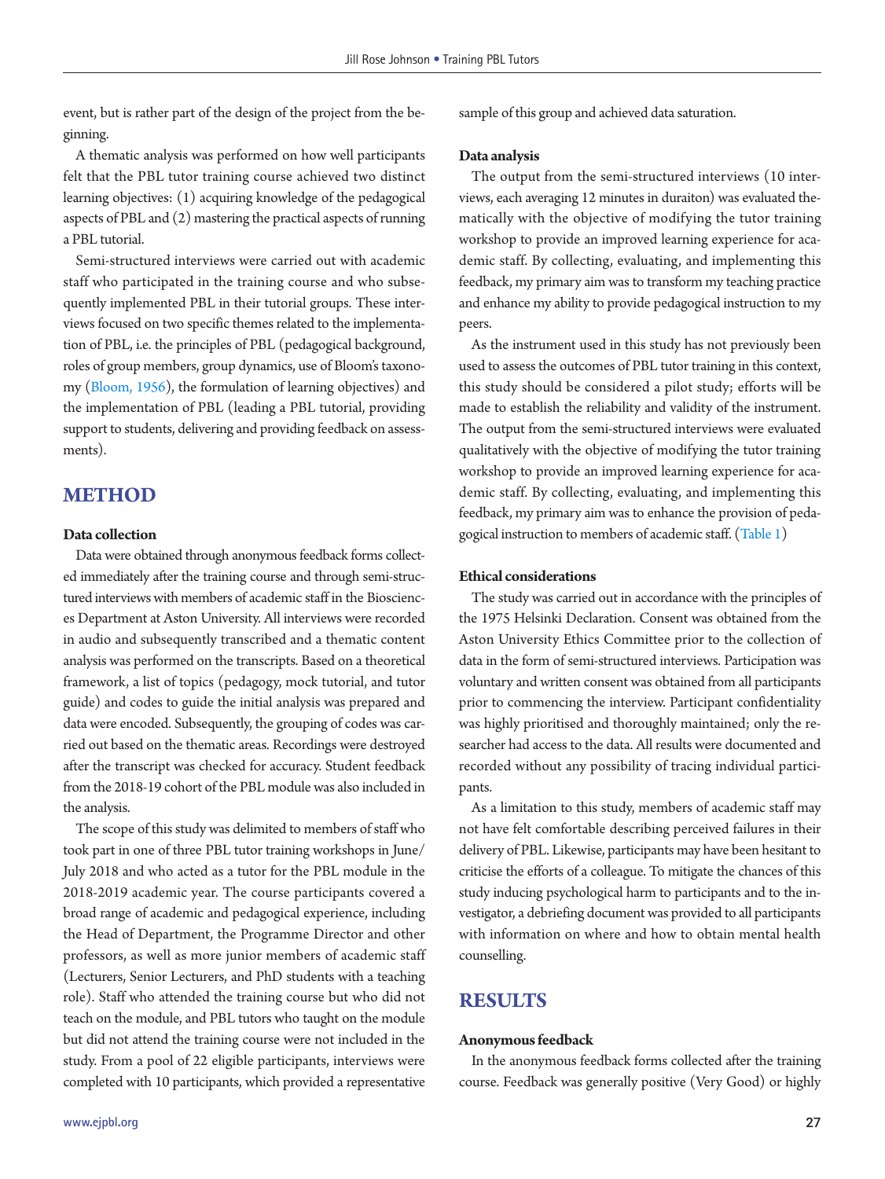event, but is rather part of the design of the project from the beginning.

A thematic analysis was performed on how well participants felt that the PBL tutor training course achieved two distinct learning objectives: (1) acquiring knowledge of the pedagogical aspects of PBL and (2) mastering the practical aspects of running a PBL tutorial.

Semi-structured interviews were carried out with academic staff who participated in the training course and who subsequently implemented PBL in their tutorial groups. These interviews focused on two specific themes related to the implementation of PBL, i.e. the principles of PBL (pedagogical background, roles of group members, group dynamics, use of Bloom's taxonomy (Bloom, 1956), the formulation of learning objectives) and the implementation of PBL (leading a PBL tutorial, providing support to students, delivering and providing feedback on assessments).

## METHOD

### Data collection

Data were obtained through anonymous feedback forms collected immediately after the training course and through semi-structured interviews with members of academic staff in the Biosciences Department at Aston University. All interviews were recorded in audio and subsequently transcribed and a thematic content analysis was performed on the transcripts. Based on a theoretical framework, a list of topics (pedagogy, mock tutorial, and tutor guide) and codes to guide the initial analysis was prepared and data were encoded. Subsequently, the grouping of codes was carried out based on the thematic areas. Recordings were destroyed after the transcript was checked for accuracy. Student feedback from the 2018-19 cohort of the PBL module was also included in the analysis.

The scope of this study was delimited to members of staff who took part in one of three PBL tutor training workshops in June/July 2018 and who acted as a tutor for the PBL module in the 2018-2019 academic year. The course participants covered a broad range of academic and pedagogical experience, including the Head of Department, the Programme Director and other professors, as well as more junior members of academic staff (Lecturers, Senior Lecturers, and PhD students with a teaching role). Staff who attended the training course but who did not teach on the module, and PBL tutors who taught on the module but did not attend the training course were not included in the study. From a pool of 22 eligible participants, interviews were completed with 10 participants, which provided a representative sample of this group and achieved data saturation.

### Data analysis

The output from the semi-structured interviews (10 interviews, each averaging 12 minutes in duraiton) was evaluated thematically with the objective of modifying the tutor training workshop to provide an improved learning experience for academic staff. By collecting, evaluating, and implementing this feedback, my primary aim was to transform my teaching practice and enhance my ability to provide pedagogical instruction to my peers.

As the instrument used in this study has not previously been used to assess the outcomes of PBL tutor training in this context, this study should be considered a pilot study; efforts will be made to establish the reliability and validity of the instrument. The output from the semi-structured interviews were evaluated qualitatively with the objective of modifying the tutor training workshop to provide an improved learning experience for academic staff. By collecting, evaluating, and implementing this feedback, my primary aim was to enhance the provision of pedagogical instruction to members of academic staff. (Table 1)

### Ethical considerations

The study was carried out in accordance with the principles of the 1975 Helsinki Declaration. Consent was obtained from the Aston University Ethics Committee prior to the collection of data in the form of semi-structured interviews. Participation was voluntary and written consent was obtained from all participants prior to commencing the interview. Participant confidentiality was highly prioritised and thoroughly maintained; only the researcher had access to the data. All results were documented and recorded without any possibility of tracing individual participants.

As a limitation to this study, members of academic staff may not have felt comfortable describing perceived failures in their delivery of PBL. Likewise, participants may have been hesitant to criticise the efforts of a colleague. To mitigate the chances of this study inducing psychological harm to participants and to the investigator, a debriefing document was provided to all participants with information on where and how to obtain mental health counselling.

## RESULTS

### Anonymous feedback

In the anonymous feedback forms collected after the training course. Feedback was generally positive (Very Good) or highly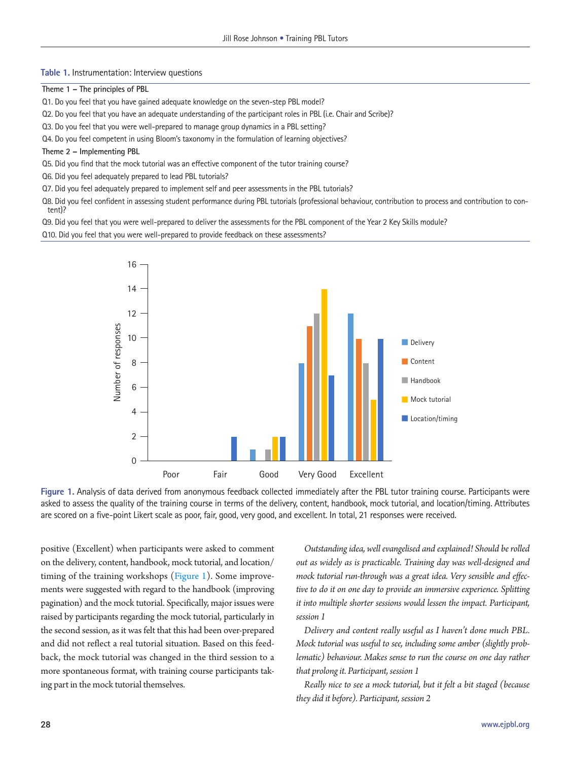**Table 1.** Instrumentation: Interview questions

| |
|---|
| **Theme 1 – The principles of PBL** |
| Q1. Do you feel that you have gained adequate knowledge on the seven-step PBL model? |
| Q2. Do you feel that you have an adequate understanding of the participant roles in PBL (i.e. Chair and Scribe)? |
| Q3. Do you feel that you were well-prepared to manage group dynamics in a PBL setting? |
| Q4. Do you feel competent in using Bloom's taxonomy in the formulation of learning objectives? |
| **Theme 2 – Implementing PBL** |
| Q5. Did you find that the mock tutorial was an effective component of the tutor training course? |
| Q6. Did you feel adequately prepared to lead PBL tutorials? |
| Q7. Did you feel adequately prepared to implement self and peer assessments in the PBL tutorials? |
| Q8. Did you feel confident in assessing student performance during PBL tutorials (professional behaviour, contribution to process and contribution to content)? |
| Q9. Did you feel that you were well-prepared to deliver the assessments for the PBL component of the Year 2 Key Skills module? |
| Q10. Did you feel that you were well-prepared to provide feedback on these assessments? |

**Figure 1.** Analysis of data derived from anonymous feedback collected immediately after the PBL tutor training course. Participants were asked to assess the quality of the training course in terms of the delivery, content, handbook, mock tutorial, and location/timing. Attributes are scored on a five-point Likert scale as poor, fair, good, very good, and excellent. In total, 21 responses were received.

positive (Excellent) when participants were asked to comment on the delivery, content, handbook, mock tutorial, and location/timing of the training workshops (Figure 1). Some improvements were suggested with regard to the handbook (improving pagination) and the mock tutorial. Specifically, major issues were raised by participants regarding the mock tutorial, particularly in the second session, as it was felt that this had been over-prepared and did not reflect a real tutorial situation. Based on this feedback, the mock tutorial was changed in the third session to a more spontaneous format, with training course participants taking part in the mock tutorial themselves.

*Outstanding idea, well evangelised and explained! Should be rolled out as widely as is practicable. Training day was well-designed and mock tutorial run-through was a great idea. Very sensible and effective to do it on one day to provide an immersive experience. Splitting it into multiple shorter sessions would lessen the impact. Participant, session 1*

*Delivery and content really useful as I haven't done much PBL. Mock tutorial was useful to see, including some amber (slightly problematic) behaviour. Makes sense to run the course on one day rather that prolong it. Participant, session 1*

*Really nice to see a mock tutorial, but it felt a bit staged (because they did it before). Participant, session 2*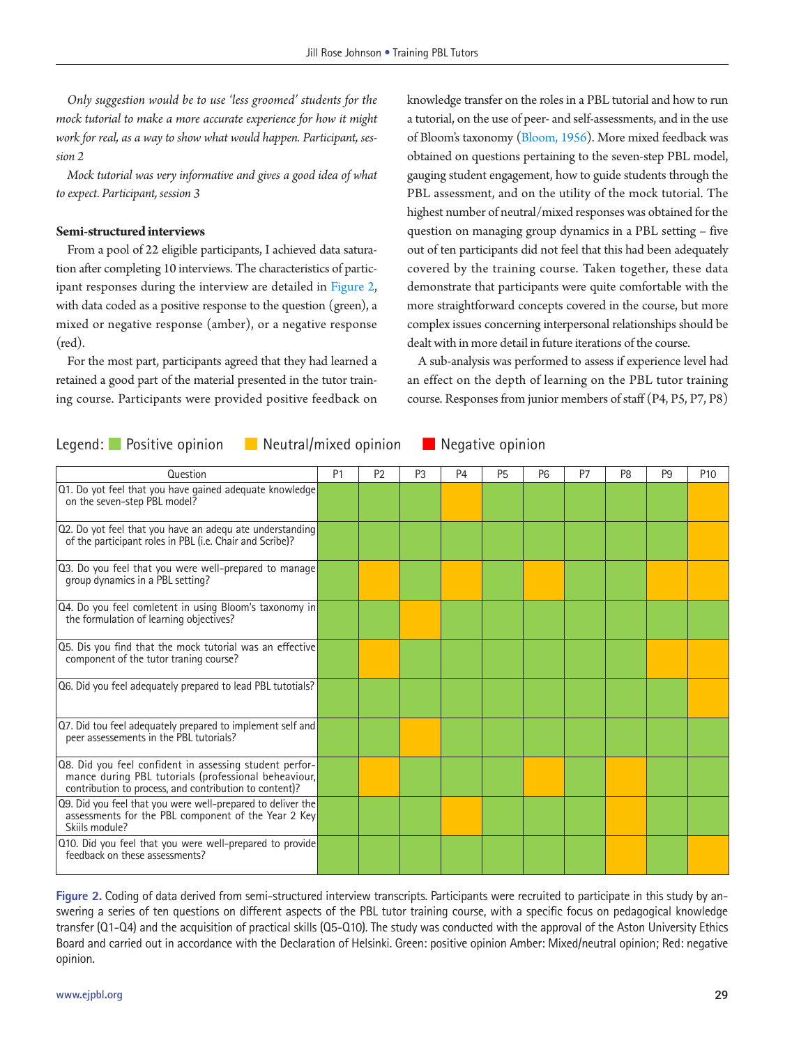*Only suggestion would be to use 'less groomed' students for the mock tutorial to make a more accurate experience for how it might work for real, as a way to show what would happen. Participant, session 2*

*Mock tutorial was very informative and gives a good idea of what to expect. Participant, session 3*

**Semi-structured interviews**

From a pool of 22 eligible participants, I achieved data saturation after completing 10 interviews. The characteristics of participant responses during the interview are detailed in Figure 2, with data coded as a positive response to the question (green), a mixed or negative response (amber), or a negative response (red).

For the most part, participants agreed that they had learned a retained a good part of the material presented in the tutor training course. Participants were provided positive feedback on knowledge transfer on the roles in a PBL tutorial and how to run a tutorial, on the use of peer- and self-assessments, and in the use of Bloom's taxonomy (Bloom, 1956). More mixed feedback was obtained on questions pertaining to the seven-step PBL model, gauging student engagement, how to guide students through the PBL assessment, and on the utility of the mock tutorial. The highest number of neutral/mixed responses was obtained for the question on managing group dynamics in a PBL setting – five out of ten participants did not feel that this had been adequately covered by the training course. Taken together, these data demonstrate that participants were quite comfortable with the more straightforward concepts covered in the course, but more complex issues concerning interpersonal relationships should be dealt with in more detail in future iterations of the course.

A sub-analysis was performed to assess if experience level had an effect on the depth of learning on the PBL tutor training course. Responses from junior members of staff (P4, P5, P7, P8)

Legend: Positive opinion (green) | Neutral/mixed opinion (amber) | Negative opinion (red)

| Question | P1 | P2 | P3 | P4 | P5 | P6 | P7 | P8 | P9 | P10 |
|---|---|---|---|---|---|---|---|---|---|---|
| Q1. Do yot feel that you have gained adequate knowledge on the seven-step PBL model? | Positive | Positive | Positive | Neutral/mixed | Positive | Positive | Positive | Positive | Positive | Neutral/mixed |
| Q2. Do yot feel that you have an adequ ate understanding of the participant roles in PBL (i.e. Chair and Scribe)? | Positive | Positive | Positive | Positive | Positive | Positive | Positive | Positive | Positive | Neutral/mixed |
| Q3. Do you feel that you were well-prepared to manage group dynamics in a PBL setting? | Positive | Neutral/mixed | Positive | Neutral/mixed | Positive | Neutral/mixed | Positive | Positive | Neutral/mixed | Neutral/mixed |
| Q4. Do you feel comletent in using Bloom's taxonomy in the formulation of learning objectives? | Positive | Positive | Neutral/mixed | Positive | Positive | Positive | Positive | Positive | Positive | Positive |
| Q5. Dis you find that the mock tutorial was an effective component of the tutor traning course? | Positive | Neutral/mixed | Positive | Positive | Positive | Positive | Positive | Positive | Neutral/mixed | Neutral/mixed |
| Q6. Did you feel adequately prepared to lead PBL tutotials? | Positive | Positive | Positive | Positive | Positive | Positive | Positive | Positive | Positive | Neutral/mixed |
| Q7. Did tou feel adequately prepared to implement self and peer assessements in the PBL tutorials? | Positive | Positive | Neutral/mixed | Positive | Positive | Positive | Positive | Positive | Positive | Positive |
| Q8. Did you feel confident in assessing student performance during PBL tutorials (professional beheaviour, contribution to process, and contribution to content)? | Positive | Neutral/mixed | Positive | Positive | Positive | Neutral/mixed | Positive | Neutral/mixed | Positive | Positive |
| Q9. Did you feel that you were well-prepared to deliver the assessments for the PBL component of the Year 2 Key Skiils module? | Positive | Positive | Positive | Neutral/mixed | Positive | Positive | Positive | Neutral/mixed | Positive | Positive |
| Q10. Did you feel that you were well-prepared to provide feedback on these assessments? | Positive | Positive | Positive | Positive | Positive | Positive | Positive | Neutral/mixed | Positive | Neutral/mixed |

**Figure 2.** Coding of data derived from semi-structured interview transcripts. Participants were recruited to participate in this study by answering a series of ten questions on different aspects of the PBL tutor training course, with a specific focus on pedagogical knowledge transfer (Q1-Q4) and the acquisition of practical skills (Q5-Q10). The study was conducted with the approval of the Aston University Ethics Board and carried out in accordance with the Declaration of Helsinki. Green: positive opinion Amber: Mixed/neutral opinion; Red: negative opinion.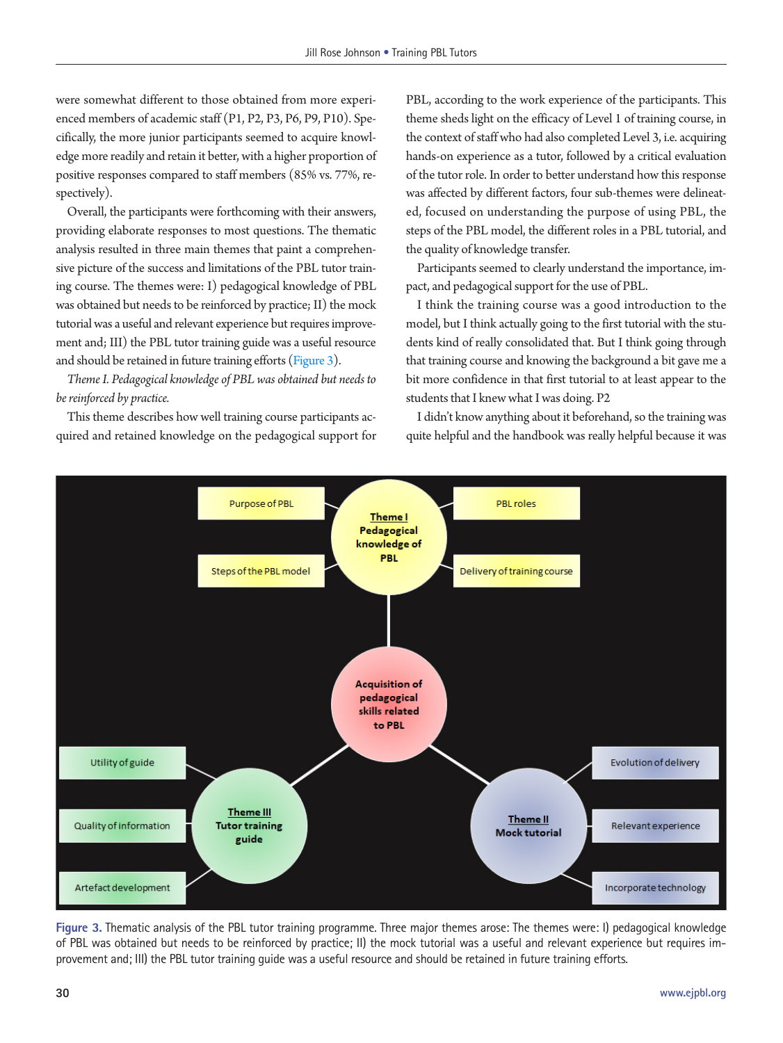were somewhat different to those obtained from more experienced members of academic staff (P1, P2, P3, P6, P9, P10). Specifically, the more junior participants seemed to acquire knowledge more readily and retain it better, with a higher proportion of positive responses compared to staff members (85% vs. 77%, respectively).

Overall, the participants were forthcoming with their answers, providing elaborate responses to most questions. The thematic analysis resulted in three main themes that paint a comprehensive picture of the success and limitations of the PBL tutor training course. The themes were: I) pedagogical knowledge of PBL was obtained but needs to be reinforced by practice; II) the mock tutorial was a useful and relevant experience but requires improvement and; III) the PBL tutor training guide was a useful resource and should be retained in future training efforts (Figure 3).

*Theme I. Pedagogical knowledge of PBL was obtained but needs to be reinforced by practice.*

This theme describes how well training course participants acquired and retained knowledge on the pedagogical support for PBL, according to the work experience of the participants. This theme sheds light on the efficacy of Level 1 of training course, in the context of staff who had also completed Level 3, i.e. acquiring hands-on experience as a tutor, followed by a critical evaluation of the tutor role. In order to better understand how this response was affected by different factors, four sub-themes were delineated, focused on understanding the purpose of using PBL, the steps of the PBL model, the different roles in a PBL tutorial, and the quality of knowledge transfer.

Participants seemed to clearly understand the importance, impact, and pedagogical support for the use of PBL.

I think the training course was a good introduction to the model, but I think actually going to the first tutorial with the students kind of really consolidated that. But I think going through that training course and knowing the background a bit gave me a bit more confidence in that first tutorial to at least appear to the students that I knew what I was doing. P2

I didn't know anything about it beforehand, so the training was quite helpful and the handbook was really helpful because it was

Figure 3. Thematic analysis of the PBL tutor training programme. Three major themes arose: The themes were: I) pedagogical knowledge of PBL was obtained but needs to be reinforced by practice; II) the mock tutorial was a useful and relevant experience but requires improvement and; III) the PBL tutor training guide was a useful resource and should be retained in future training efforts.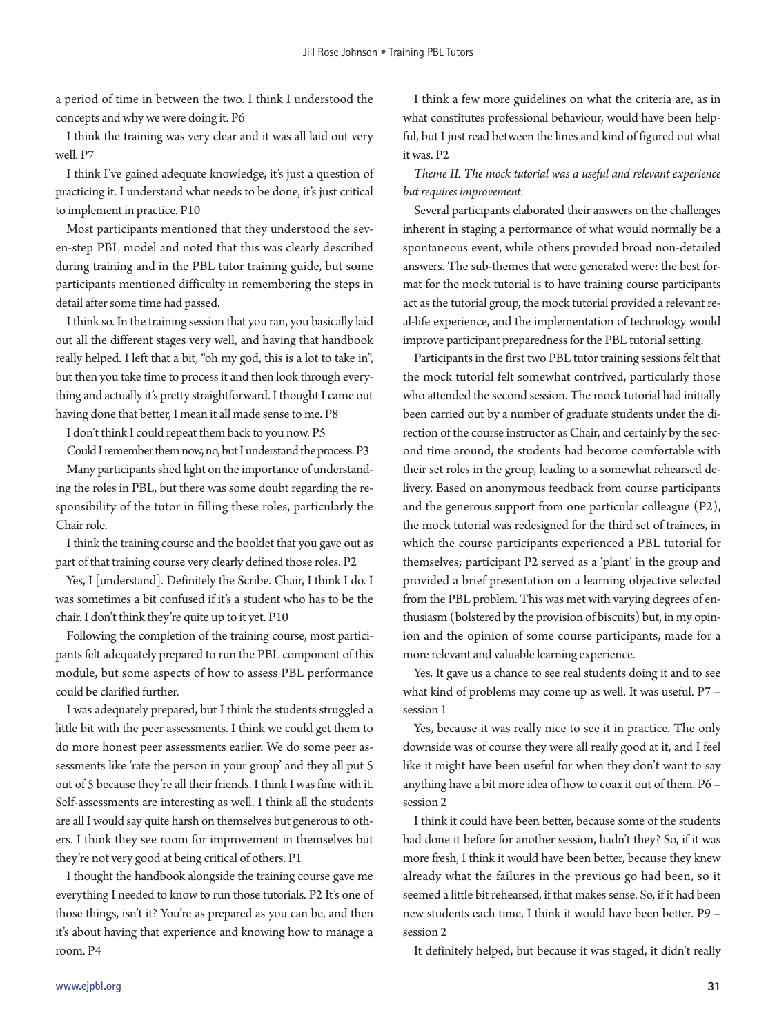a period of time in between the two. I think I understood the concepts and why we were doing it. P6

I think the training was very clear and it was all laid out very well. P7

I think I've gained adequate knowledge, it's just a question of practicing it. I understand what needs to be done, it's just critical to implement in practice. P10

Most participants mentioned that they understood the seven-step PBL model and noted that this was clearly described during training and in the PBL tutor training guide, but some participants mentioned difficulty in remembering the steps in detail after some time had passed.

I think so. In the training session that you ran, you basically laid out all the different stages very well, and having that handbook really helped. I left that a bit, "oh my god, this is a lot to take in", but then you take time to process it and then look through everything and actually it's pretty straightforward. I thought I came out having done that better, I mean it all made sense to me. P8

I don't think I could repeat them back to you now. P5

Could I remember them now, no, but I understand the process. P3

Many participants shed light on the importance of understanding the roles in PBL, but there was some doubt regarding the responsibility of the tutor in filling these roles, particularly the Chair role.

I think the training course and the booklet that you gave out as part of that training course very clearly defined those roles. P2

Yes, I [understand]. Definitely the Scribe. Chair, I think I do. I was sometimes a bit confused if it's a student who has to be the chair. I don't think they're quite up to it yet. P10

Following the completion of the training course, most participants felt adequately prepared to run the PBL component of this module, but some aspects of how to assess PBL performance could be clarified further.

I was adequately prepared, but I think the students struggled a little bit with the peer assessments. I think we could get them to do more honest peer assessments earlier. We do some peer assessments like 'rate the person in your group' and they all put 5 out of 5 because they're all their friends. I think I was fine with it. Self-assessments are interesting as well. I think all the students are all I would say quite harsh on themselves but generous to others. I think they see room for improvement in themselves but they're not very good at being critical of others. P1

I thought the handbook alongside the training course gave me everything I needed to know to run those tutorials. P2 It's one of those things, isn't it? You're as prepared as you can be, and then it's about having that experience and knowing how to manage a room. P4

I think a few more guidelines on what the criteria are, as in what constitutes professional behaviour, would have been helpful, but I just read between the lines and kind of figured out what it was. P2

*Theme II. The mock tutorial was a useful and relevant experience but requires improvement.*

Several participants elaborated their answers on the challenges inherent in staging a performance of what would normally be a spontaneous event, while others provided broad non-detailed answers. The sub-themes that were generated were: the best format for the mock tutorial is to have training course participants act as the tutorial group, the mock tutorial provided a relevant real-life experience, and the implementation of technology would improve participant preparedness for the PBL tutorial setting.

Participants in the first two PBL tutor training sessions felt that the mock tutorial felt somewhat contrived, particularly those who attended the second session. The mock tutorial had initially been carried out by a number of graduate students under the direction of the course instructor as Chair, and certainly by the second time around, the students had become comfortable with their set roles in the group, leading to a somewhat rehearsed delivery. Based on anonymous feedback from course participants and the generous support from one particular colleague (P2), the mock tutorial was redesigned for the third set of trainees, in which the course participants experienced a PBL tutorial for themselves; participant P2 served as a 'plant' in the group and provided a brief presentation on a learning objective selected from the PBL problem. This was met with varying degrees of enthusiasm (bolstered by the provision of biscuits) but, in my opinion and the opinion of some course participants, made for a more relevant and valuable learning experience.

Yes. It gave us a chance to see real students doing it and to see what kind of problems may come up as well. It was useful. P7 – session 1

Yes, because it was really nice to see it in practice. The only downside was of course they were all really good at it, and I feel like it might have been useful for when they don't want to say anything have a bit more idea of how to coax it out of them. P6 – session 2

I think it could have been better, because some of the students had done it before for another session, hadn't they? So, if it was more fresh, I think it would have been better, because they knew already what the failures in the previous go had been, so it seemed a little bit rehearsed, if that makes sense. So, if it had been new students each time, I think it would have been better. P9 – session 2

It definitely helped, but because it was staged, it didn't really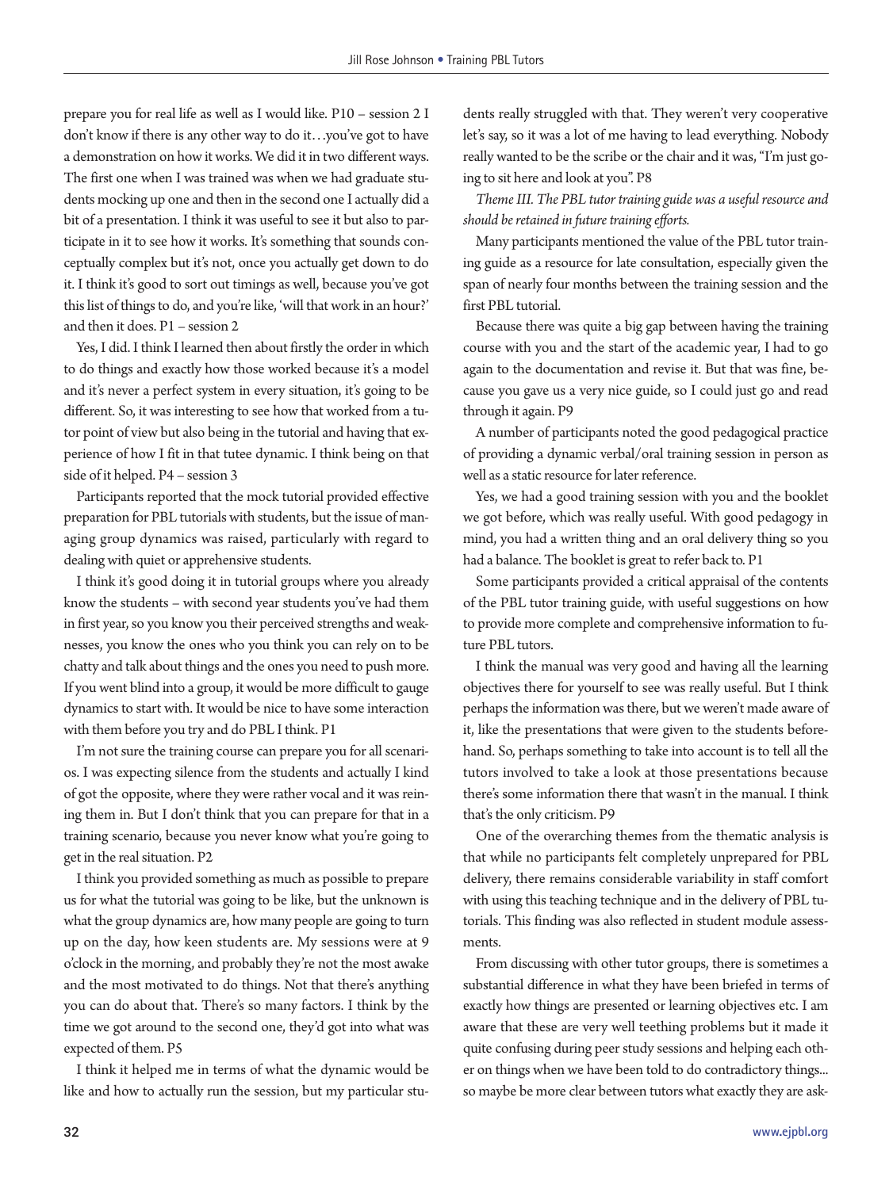prepare you for real life as well as I would like. P10 – session 2 I don't know if there is any other way to do it…you've got to have a demonstration on how it works. We did it in two different ways. The first one when I was trained was when we had graduate students mocking up one and then in the second one I actually did a bit of a presentation. I think it was useful to see it but also to participate in it to see how it works. It's something that sounds conceptually complex but it's not, once you actually get down to do it. I think it's good to sort out timings as well, because you've got this list of things to do, and you're like, 'will that work in an hour?' and then it does. P1 – session 2

Yes, I did. I think I learned then about firstly the order in which to do things and exactly how those worked because it's a model and it's never a perfect system in every situation, it's going to be different. So, it was interesting to see how that worked from a tutor point of view but also being in the tutorial and having that experience of how I fit in that tutee dynamic. I think being on that side of it helped. P4 – session 3

Participants reported that the mock tutorial provided effective preparation for PBL tutorials with students, but the issue of managing group dynamics was raised, particularly with regard to dealing with quiet or apprehensive students.

I think it's good doing it in tutorial groups where you already know the students – with second year students you've had them in first year, so you know you their perceived strengths and weaknesses, you know the ones who you think you can rely on to be chatty and talk about things and the ones you need to push more. If you went blind into a group, it would be more difficult to gauge dynamics to start with. It would be nice to have some interaction with them before you try and do PBL I think. P1

I'm not sure the training course can prepare you for all scenarios. I was expecting silence from the students and actually I kind of got the opposite, where they were rather vocal and it was reining them in. But I don't think that you can prepare for that in a training scenario, because you never know what you're going to get in the real situation. P2

I think you provided something as much as possible to prepare us for what the tutorial was going to be like, but the unknown is what the group dynamics are, how many people are going to turn up on the day, how keen students are. My sessions were at 9 o'clock in the morning, and probably they're not the most awake and the most motivated to do things. Not that there's anything you can do about that. There's so many factors. I think by the time we got around to the second one, they'd got into what was expected of them. P5

I think it helped me in terms of what the dynamic would be like and how to actually run the session, but my particular students really struggled with that. They weren't very cooperative let's say, so it was a lot of me having to lead everything. Nobody really wanted to be the scribe or the chair and it was, "I'm just going to sit here and look at you". P8

*Theme III. The PBL tutor training guide was a useful resource and should be retained in future training efforts.*

Many participants mentioned the value of the PBL tutor training guide as a resource for late consultation, especially given the span of nearly four months between the training session and the first PBL tutorial.

Because there was quite a big gap between having the training course with you and the start of the academic year, I had to go again to the documentation and revise it. But that was fine, because you gave us a very nice guide, so I could just go and read through it again. P9

A number of participants noted the good pedagogical practice of providing a dynamic verbal/oral training session in person as well as a static resource for later reference.

Yes, we had a good training session with you and the booklet we got before, which was really useful. With good pedagogy in mind, you had a written thing and an oral delivery thing so you had a balance. The booklet is great to refer back to. P1

Some participants provided a critical appraisal of the contents of the PBL tutor training guide, with useful suggestions on how to provide more complete and comprehensive information to future PBL tutors.

I think the manual was very good and having all the learning objectives there for yourself to see was really useful. But I think perhaps the information was there, but we weren't made aware of it, like the presentations that were given to the students beforehand. So, perhaps something to take into account is to tell all the tutors involved to take a look at those presentations because there's some information there that wasn't in the manual. I think that's the only criticism. P9

One of the overarching themes from the thematic analysis is that while no participants felt completely unprepared for PBL delivery, there remains considerable variability in staff comfort with using this teaching technique and in the delivery of PBL tutorials. This finding was also reflected in student module assessments.

From discussing with other tutor groups, there is sometimes a substantial difference in what they have been briefed in terms of exactly how things are presented or learning objectives etc. I am aware that these are very well teething problems but it made it quite confusing during peer study sessions and helping each other on things when we have been told to do contradictory things... so maybe be more clear between tutors what exactly they are ask-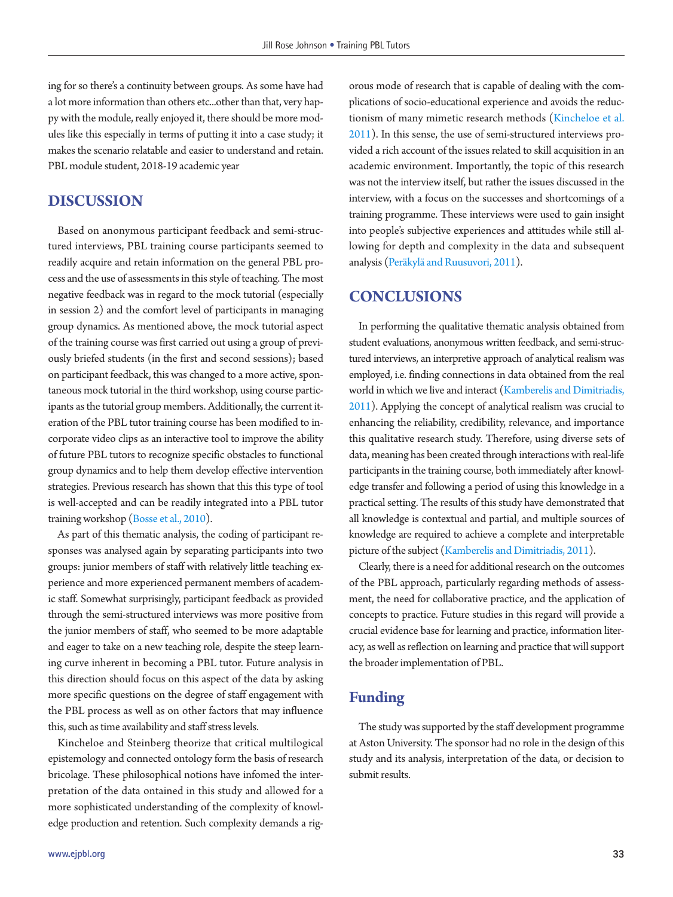ing for so there's a continuity between groups. As some have had a lot more information than others etc...other than that, very happy with the module, really enjoyed it, there should be more modules like this especially in terms of putting it into a case study; it makes the scenario relatable and easier to understand and retain. PBL module student, 2018-19 academic year

## DISCUSSION

Based on anonymous participant feedback and semi-structured interviews, PBL training course participants seemed to readily acquire and retain information on the general PBL process and the use of assessments in this style of teaching. The most negative feedback was in regard to the mock tutorial (especially in session 2) and the comfort level of participants in managing group dynamics. As mentioned above, the mock tutorial aspect of the training course was first carried out using a group of previously briefed students (in the first and second sessions); based on participant feedback, this was changed to a more active, spontaneous mock tutorial in the third workshop, using course participants as the tutorial group members. Additionally, the current iteration of the PBL tutor training course has been modified to incorporate video clips as an interactive tool to improve the ability of future PBL tutors to recognize specific obstacles to functional group dynamics and to help them develop effective intervention strategies. Previous research has shown that this this type of tool is well-accepted and can be readily integrated into a PBL tutor training workshop (Bosse et al., 2010).

As part of this thematic analysis, the coding of participant responses was analysed again by separating participants into two groups: junior members of staff with relatively little teaching experience and more experienced permanent members of academic staff. Somewhat surprisingly, participant feedback as provided through the semi-structured interviews was more positive from the junior members of staff, who seemed to be more adaptable and eager to take on a new teaching role, despite the steep learning curve inherent in becoming a PBL tutor. Future analysis in this direction should focus on this aspect of the data by asking more specific questions on the degree of staff engagement with the PBL process as well as on other factors that may influence this, such as time availability and staff stress levels.

Kincheloe and Steinberg theorize that critical multilogical epistemology and connected ontology form the basis of research bricolage. These philosophical notions have infomed the interpretation of the data ontained in this study and allowed for a more sophisticated understanding of the complexity of knowledge production and retention. Such complexity demands a rigorous mode of research that is capable of dealing with the complications of socio-educational experience and avoids the reductionism of many mimetic research methods (Kincheloe et al. 2011). In this sense, the use of semi-structured interviews provided a rich account of the issues related to skill acquisition in an academic environment. Importantly, the topic of this research was not the interview itself, but rather the issues discussed in the interview, with a focus on the successes and shortcomings of a training programme. These interviews were used to gain insight into people's subjective experiences and attitudes while still allowing for depth and complexity in the data and subsequent analysis (Peräkylä and Ruusuvori, 2011).

## CONCLUSIONS

In performing the qualitative thematic analysis obtained from student evaluations, anonymous written feedback, and semi-structured interviews, an interpretive approach of analytical realism was employed, i.e. finding connections in data obtained from the real world in which we live and interact (Kamberelis and Dimitriadis, 2011). Applying the concept of analytical realism was crucial to enhancing the reliability, credibility, relevance, and importance this qualitative research study. Therefore, using diverse sets of data, meaning has been created through interactions with real-life participants in the training course, both immediately after knowledge transfer and following a period of using this knowledge in a practical setting. The results of this study have demonstrated that all knowledge is contextual and partial, and multiple sources of knowledge are required to achieve a complete and interpretable picture of the subject (Kamberelis and Dimitriadis, 2011).

Clearly, there is a need for additional research on the outcomes of the PBL approach, particularly regarding methods of assessment, the need for collaborative practice, and the application of concepts to practice. Future studies in this regard will provide a crucial evidence base for learning and practice, information literacy, as well as reflection on learning and practice that will support the broader implementation of PBL.

## Funding

The study was supported by the staff development programme at Aston University. The sponsor had no role in the design of this study and its analysis, interpretation of the data, or decision to submit results.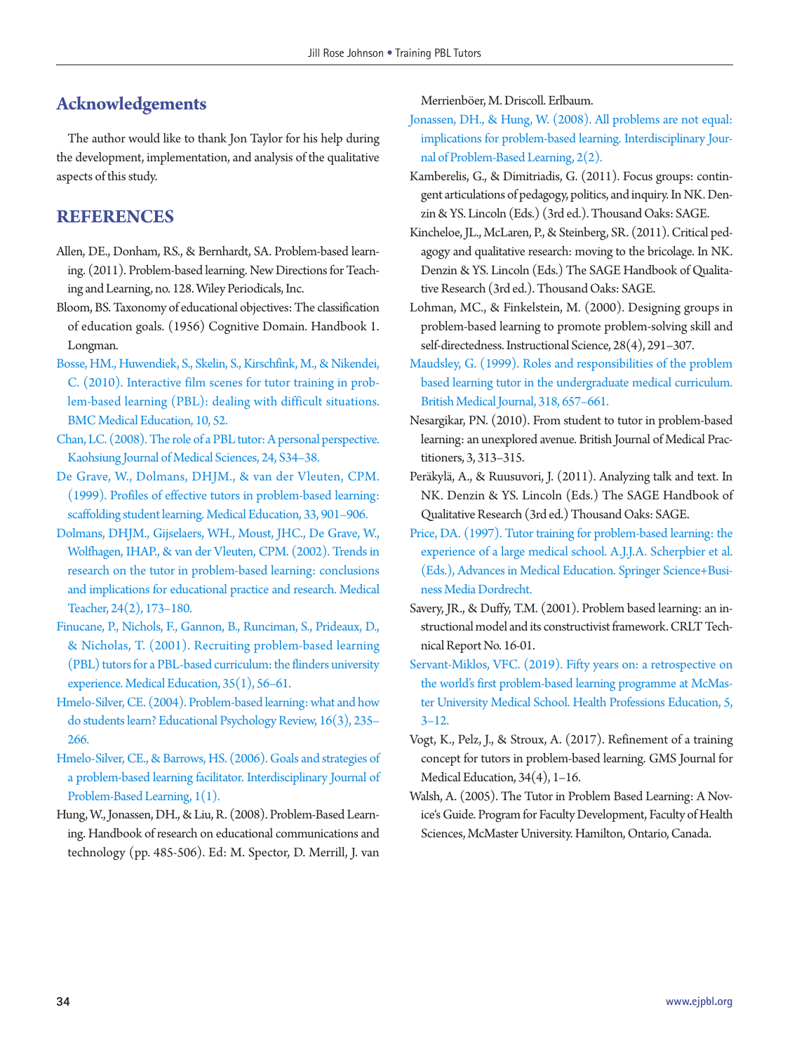## Acknowledgements

The author would like to thank Jon Taylor for his help during the development, implementation, and analysis of the qualitative aspects of this study.

## REFERENCES

Allen, DE., Donham, RS., & Bernhardt, SA. Problem-based learning. (2011). Problem-based learning. New Directions for Teaching and Learning, no. 128. Wiley Periodicals, Inc.

Bloom, BS. Taxonomy of educational objectives: The classification of education goals. (1956) Cognitive Domain. Handbook 1. Longman.

Bosse, HM., Huwendiek, S., Skelin, S., Kirschfink, M., & Nikendei, C. (2010). Interactive film scenes for tutor training in problem-based learning (PBL): dealing with difficult situations. BMC Medical Education, 10, 52.

Chan, LC. (2008). The role of a PBL tutor: A personal perspective. Kaohsiung Journal of Medical Sciences, 24, S34–38.

De Grave, W., Dolmans, DHJM., & van der Vleuten, CPM. (1999). Profiles of effective tutors in problem-based learning: scaffolding student learning. Medical Education, 33, 901–906.

Dolmans, DHJM., Gijselaers, WH., Moust, JHC., De Grave, W., Wolfhagen, IHAP., & van der Vleuten, CPM. (2002). Trends in research on the tutor in problem-based learning: conclusions and implications for educational practice and research. Medical Teacher, 24(2), 173–180.

Finucane, P., Nichols, F., Gannon, B., Runciman, S., Prideaux, D., & Nicholas, T. (2001). Recruiting problem-based learning (PBL) tutors for a PBL-based curriculum: the flinders university experience. Medical Education, 35(1), 56–61.

Hmelo-Silver, CE. (2004). Problem-based learning: what and how do students learn? Educational Psychology Review, 16(3), 235–266.

Hmelo-Silver, CE., & Barrows, HS. (2006). Goals and strategies of a problem-based learning facilitator. Interdisciplinary Journal of Problem-Based Learning, 1(1).

Hung, W., Jonassen, DH., & Liu, R. (2008). Problem-Based Learning. Handbook of research on educational communications and technology (pp. 485-506). Ed: M. Spector, D. Merrill, J. van Merrienböer, M. Driscoll. Erlbaum.

Jonassen, DH., & Hung, W. (2008). All problems are not equal: implications for problem-based learning. Interdisciplinary Journal of Problem-Based Learning, 2(2).

Kamberelis, G., & Dimitriadis, G. (2011). Focus groups: contingent articulations of pedagogy, politics, and inquiry. In NK. Denzin & YS. Lincoln (Eds.) (3rd ed.). Thousand Oaks: SAGE.

Kincheloe, JL., McLaren, P., & Steinberg, SR. (2011). Critical pedagogy and qualitative research: moving to the bricolage. In NK. Denzin & YS. Lincoln (Eds.) The SAGE Handbook of Qualitative Research (3rd ed.). Thousand Oaks: SAGE.

Lohman, MC., & Finkelstein, M. (2000). Designing groups in problem-based learning to promote problem-solving skill and self-directedness. Instructional Science, 28(4), 291–307.

Maudsley, G. (1999). Roles and responsibilities of the problem based learning tutor in the undergraduate medical curriculum. British Medical Journal, 318, 657–661.

Nesargikar, PN. (2010). From student to tutor in problem-based learning: an unexplored avenue. British Journal of Medical Practitioners, 3, 313–315.

Peräkylä, A., & Ruusuvori, J. (2011). Analyzing talk and text. In NK. Denzin & YS. Lincoln (Eds.) The SAGE Handbook of Qualitative Research (3rd ed.) Thousand Oaks: SAGE.

Price, DA. (1997). Tutor training for problem-based learning: the experience of a large medical school. A.J.J.A. Scherpbier et al. (Eds.), Advances in Medical Education. Springer Science+Business Media Dordrecht.

Savery, JR., & Duffy, T.M. (2001). Problem based learning: an instructional model and its constructivist framework. CRLT Technical Report No. 16-01.

Servant-Miklos, VFC. (2019). Fifty years on: a retrospective on the world's first problem-based learning programme at McMaster University Medical School. Health Professions Education, 5, 3–12.

Vogt, K., Pelz, J., & Stroux, A. (2017). Refinement of a training concept for tutors in problem-based learning. GMS Journal for Medical Education, 34(4), 1–16.

Walsh, A. (2005). The Tutor in Problem Based Learning: A Novice's Guide. Program for Faculty Development, Faculty of Health Sciences, McMaster University. Hamilton, Ontario, Canada.